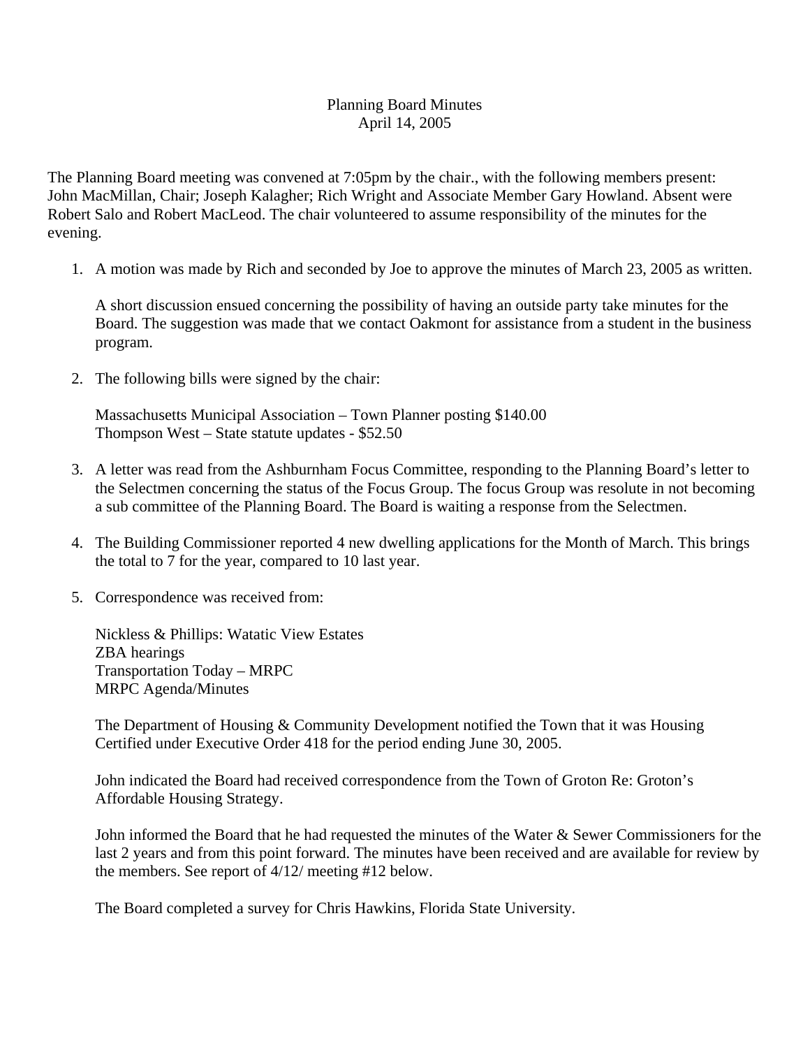Planning Board Minutes
April 14, 2005

The Planning Board meeting was convened at 7:05pm by the chair., with the following members present: John MacMillan, Chair; Joseph Kalagher; Rich Wright and Associate Member Gary Howland. Absent were Robert Salo and Robert MacLeod. The chair volunteered to assume responsibility of the minutes for the evening.

1. A motion was made by Rich and seconded by Joe to approve the minutes of March 23, 2005 as written.

   A short discussion ensued concerning the possibility of having an outside party take minutes for the Board. The suggestion was made that we contact Oakmont for assistance from a student in the business program.

2. The following bills were signed by the chair:

   Massachusetts Municipal Association – Town Planner posting $140.00
   Thompson West – State statute updates - $52.50

3. A letter was read from the Ashburnham Focus Committee, responding to the Planning Board's letter to the Selectmen concerning the status of the Focus Group. The focus Group was resolute in not becoming a sub committee of the Planning Board. The Board is waiting a response from the Selectmen.

4. The Building Commissioner reported 4 new dwelling applications for the Month of March. This brings the total to 7 for the year, compared to 10 last year.

5. Correspondence was received from:

   Nickless & Phillips: Watatic View Estates
   ZBA hearings
   Transportation Today – MRPC
   MRPC Agenda/Minutes

   The Department of Housing & Community Development notified the Town that it was Housing Certified under Executive Order 418 for the period ending June 30, 2005.

   John indicated the Board had received correspondence from the Town of Groton Re: Groton's Affordable Housing Strategy.

   John informed the Board that he had requested the minutes of the Water & Sewer Commissioners for the last 2 years and from this point forward. The minutes have been received and are available for review by the members. See report of 4/12/ meeting #12 below.

   The Board completed a survey for Chris Hawkins, Florida State University.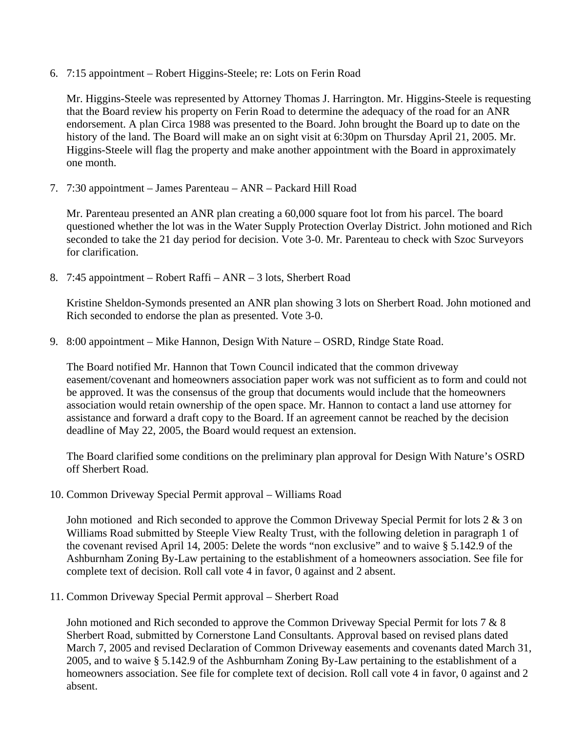6. 7:15 appointment – Robert Higgins-Steele; re: Lots on Ferin Road

   Mr. Higgins-Steele was represented by Attorney Thomas J. Harrington. Mr. Higgins-Steele is requesting that the Board review his property on Ferin Road to determine the adequacy of the road for an ANR endorsement. A plan Circa 1988 was presented to the Board. John brought the Board up to date on the history of the land. The Board will make an on sight visit at 6:30pm on Thursday April 21, 2005. Mr. Higgins-Steele will flag the property and make another appointment with the Board in approximately one month.

7. 7:30 appointment – James Parenteau – ANR – Packard Hill Road

   Mr. Parenteau presented an ANR plan creating a 60,000 square foot lot from his parcel. The board questioned whether the lot was in the Water Supply Protection Overlay District. John motioned and Rich seconded to take the 21 day period for decision. Vote 3-0. Mr. Parenteau to check with Szoc Surveyors for clarification.

8. 7:45 appointment – Robert Raffi – ANR – 3 lots, Sherbert Road

   Kristine Sheldon-Symonds presented an ANR plan showing 3 lots on Sherbert Road. John motioned and Rich seconded to endorse the plan as presented. Vote 3-0.

9. 8:00 appointment – Mike Hannon, Design With Nature – OSRD, Rindge State Road.

   The Board notified Mr. Hannon that Town Council indicated that the common driveway easement/covenant and homeowners association paper work was not sufficient as to form and could not be approved. It was the consensus of the group that documents would include that the homeowners association would retain ownership of the open space. Mr. Hannon to contact a land use attorney for assistance and forward a draft copy to the Board. If an agreement cannot be reached by the decision deadline of May 22, 2005, the Board would request an extension.

   The Board clarified some conditions on the preliminary plan approval for Design With Nature's OSRD off Sherbert Road.

10. Common Driveway Special Permit approval – Williams Road

    John motioned and Rich seconded to approve the Common Driveway Special Permit for lots 2 & 3 on Williams Road submitted by Steeple View Realty Trust, with the following deletion in paragraph 1 of the covenant revised April 14, 2005: Delete the words "non exclusive" and to waive § 5.142.9 of the Ashburnham Zoning By-Law pertaining to the establishment of a homeowners association. See file for complete text of decision. Roll call vote 4 in favor, 0 against and 2 absent.

11. Common Driveway Special Permit approval – Sherbert Road

    John motioned and Rich seconded to approve the Common Driveway Special Permit for lots 7 & 8 Sherbert Road, submitted by Cornerstone Land Consultants. Approval based on revised plans dated March 7, 2005 and revised Declaration of Common Driveway easements and covenants dated March 31, 2005, and to waive § 5.142.9 of the Ashburnham Zoning By-Law pertaining to the establishment of a homeowners association. See file for complete text of decision. Roll call vote 4 in favor, 0 against and 2 absent.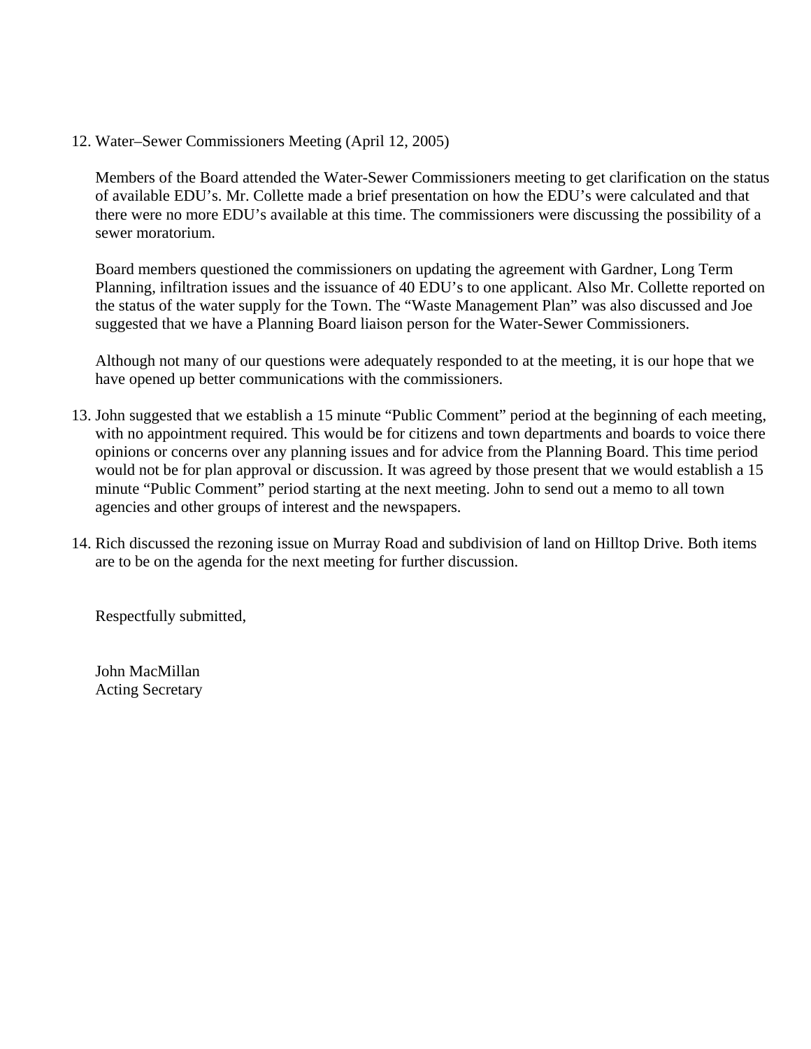12. Water–Sewer Commissioners Meeting (April 12, 2005)

    Members of the Board attended the Water-Sewer Commissioners meeting to get clarification on the status of available EDU's. Mr. Collette made a brief presentation on how the EDU's were calculated and that there were no more EDU's available at this time. The commissioners were discussing the possibility of a sewer moratorium.

    Board members questioned the commissioners on updating the agreement with Gardner, Long Term Planning, infiltration issues and the issuance of 40 EDU's to one applicant. Also Mr. Collette reported on the status of the water supply for the Town. The "Waste Management Plan" was also discussed and Joe suggested that we have a Planning Board liaison person for the Water-Sewer Commissioners.

    Although not many of our questions were adequately responded to at the meeting, it is our hope that we have opened up better communications with the commissioners.

13. John suggested that we establish a 15 minute "Public Comment" period at the beginning of each meeting, with no appointment required. This would be for citizens and town departments and boards to voice there opinions or concerns over any planning issues and for advice from the Planning Board. This time period would not be for plan approval or discussion. It was agreed by those present that we would establish a 15 minute "Public Comment" period starting at the next meeting. John to send out a memo to all town agencies and other groups of interest and the newspapers.

14. Rich discussed the rezoning issue on Murray Road and subdivision of land on Hilltop Drive. Both items are to be on the agenda for the next meeting for further discussion.

Respectfully submitted,

John MacMillan
Acting Secretary